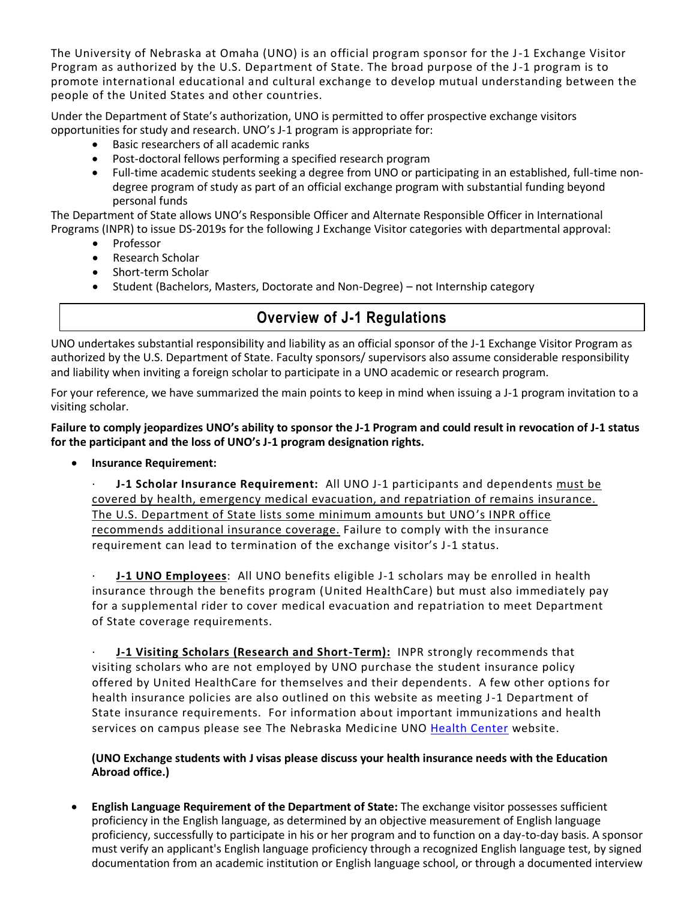The University of Nebraska at Omaha (UNO) is an official program sponsor for the J-1 Exchange Visitor Program as authorized by the U.S. Department of State. The broad purpose of the J-1 program is to promote international educational and cultural exchange to develop mutual understanding between the people of the United States and other countries.

Under the Department of State's authorization, UNO is permitted to offer prospective exchange visitors opportunities for study and research. UNO's J-1 program is appropriate for:

- Basic researchers of all academic ranks
- Post-doctoral fellows performing a specified research program
- Full-time academic students seeking a degree from UNO or participating in an established, full-time non-degree program of study as part of an official exchange program with substantial funding beyond personal funds

The Department of State allows UNO's Responsible Officer and Alternate Responsible Officer in International Programs (INPR) to issue DS-2019s for the following J Exchange Visitor categories with departmental approval:

- Professor
- Research Scholar
- Short-term Scholar
- Student (Bachelors, Masters, Doctorate and Non-Degree) – not Internship category

## Overview of J-1 Regulations

UNO undertakes substantial responsibility and liability as an official sponsor of the J-1 Exchange Visitor Program as authorized by the U.S. Department of State. Faculty sponsors/ supervisors also assume considerable responsibility and liability when inviting a foreign scholar to participate in a UNO academic or research program.

For your reference, we have summarized the main points to keep in mind when issuing a J-1 program invitation to a visiting scholar.

**Failure to comply jeopardizes UNO's ability to sponsor the J-1 Program and could result in revocation of J-1 status for the participant and the loss of UNO's J-1 program designation rights.**

- **Insurance Requirement:**

  · **J-1 Scholar Insurance Requirement:** All UNO J-1 participants and dependents must be covered by health, emergency medical evacuation, and repatriation of remains insurance. The U.S. Department of State lists some minimum amounts but UNO's INPR office recommends additional insurance coverage. Failure to comply with the insurance requirement can lead to termination of the exchange visitor's J-1 status.

  · **J-1 UNO Employees**: All UNO benefits eligible J-1 scholars may be enrolled in health insurance through the benefits program (United HealthCare) but must also immediately pay for a supplemental rider to cover medical evacuation and repatriation to meet Department of State coverage requirements.

  · **J-1 Visiting Scholars (Research and Short-Term):** INPR strongly recommends that visiting scholars who are not employed by UNO purchase the student insurance policy offered by United HealthCare for themselves and their dependents. A few other options for health insurance policies are also outlined on this website as meeting J-1 Department of State insurance requirements. For information about important immunizations and health services on campus please see The Nebraska Medicine UNO Health Center website.

  **(UNO Exchange students with J visas please discuss your health insurance needs with the Education Abroad office.)**

- **English Language Requirement of the Department of State:** The exchange visitor possesses sufficient proficiency in the English language, as determined by an objective measurement of English language proficiency, successfully to participate in his or her program and to function on a day-to-day basis. A sponsor must verify an applicant's English language proficiency through a recognized English language test, by signed documentation from an academic institution or English language school, or through a documented interview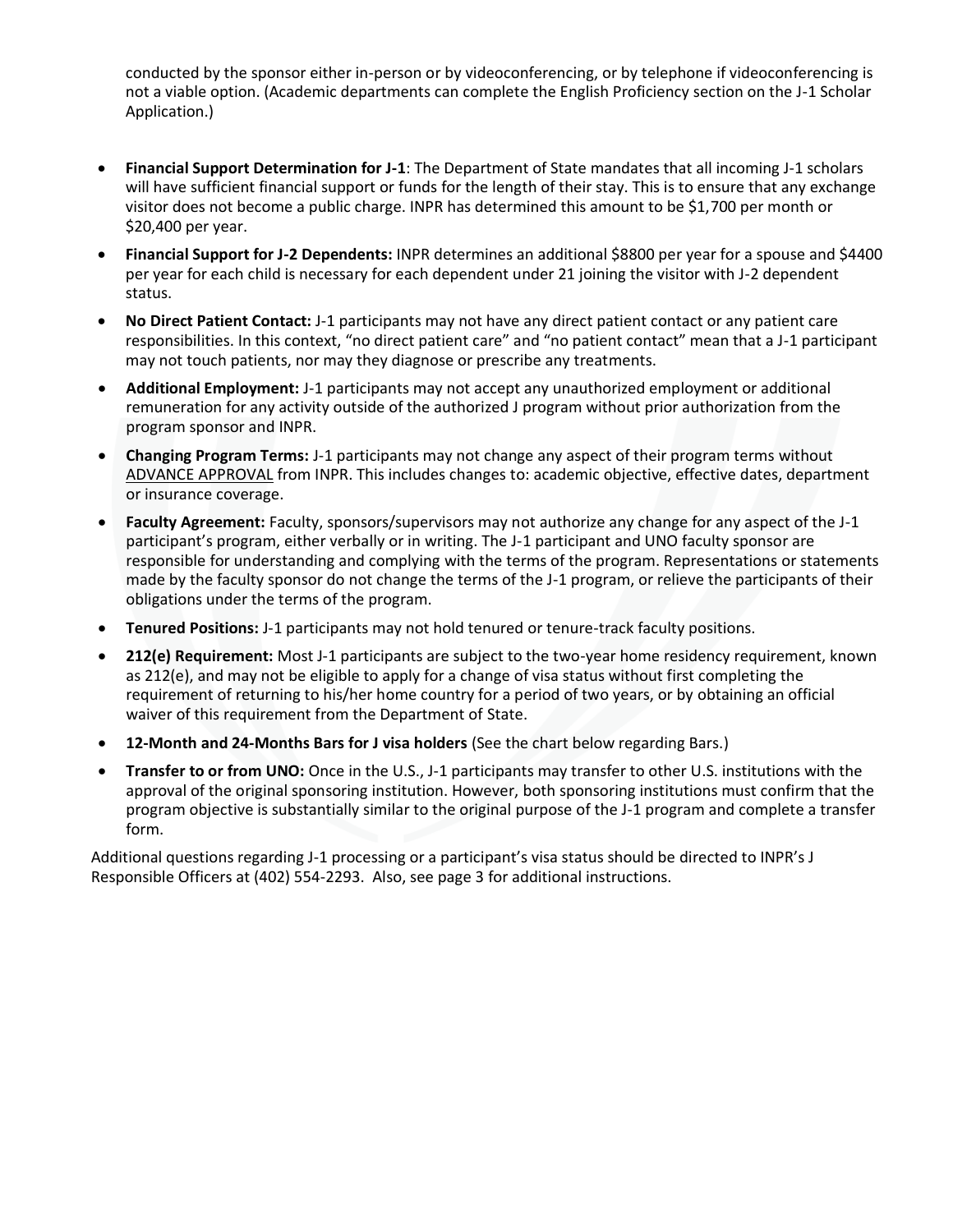conducted by the sponsor either in-person or by videoconferencing, or by telephone if videoconferencing is not a viable option. (Academic departments can complete the English Proficiency section on the J-1 Scholar Application.)

- **Financial Support Determination for J-1**: The Department of State mandates that all incoming J-1 scholars will have sufficient financial support or funds for the length of their stay. This is to ensure that any exchange visitor does not become a public charge. INPR has determined this amount to be $1,700 per month or $20,400 per year.
- **Financial Support for J-2 Dependents:** INPR determines an additional $8800 per year for a spouse and $4400 per year for each child is necessary for each dependent under 21 joining the visitor with J-2 dependent status.
- **No Direct Patient Contact:** J-1 participants may not have any direct patient contact or any patient care responsibilities. In this context, "no direct patient care" and "no patient contact" mean that a J-1 participant may not touch patients, nor may they diagnose or prescribe any treatments.
- **Additional Employment:** J-1 participants may not accept any unauthorized employment or additional remuneration for any activity outside of the authorized J program without prior authorization from the program sponsor and INPR.
- **Changing Program Terms:** J-1 participants may not change any aspect of their program terms without ADVANCE APPROVAL from INPR. This includes changes to: academic objective, effective dates, department or insurance coverage.
- **Faculty Agreement:** Faculty, sponsors/supervisors may not authorize any change for any aspect of the J-1 participant's program, either verbally or in writing. The J-1 participant and UNO faculty sponsor are responsible for understanding and complying with the terms of the program. Representations or statements made by the faculty sponsor do not change the terms of the J-1 program, or relieve the participants of their obligations under the terms of the program.
- **Tenured Positions:** J-1 participants may not hold tenured or tenure-track faculty positions.
- **212(e) Requirement:** Most J-1 participants are subject to the two-year home residency requirement, known as 212(e), and may not be eligible to apply for a change of visa status without first completing the requirement of returning to his/her home country for a period of two years, or by obtaining an official waiver of this requirement from the Department of State.
- **12-Month and 24-Months Bars for J visa holders** (See the chart below regarding Bars.)
- **Transfer to or from UNO:** Once in the U.S., J-1 participants may transfer to other U.S. institutions with the approval of the original sponsoring institution. However, both sponsoring institutions must confirm that the program objective is substantially similar to the original purpose of the J-1 program and complete a transfer form.

Additional questions regarding J-1 processing or a participant's visa status should be directed to INPR's J Responsible Officers at (402) 554-2293. Also, see page 3 for additional instructions.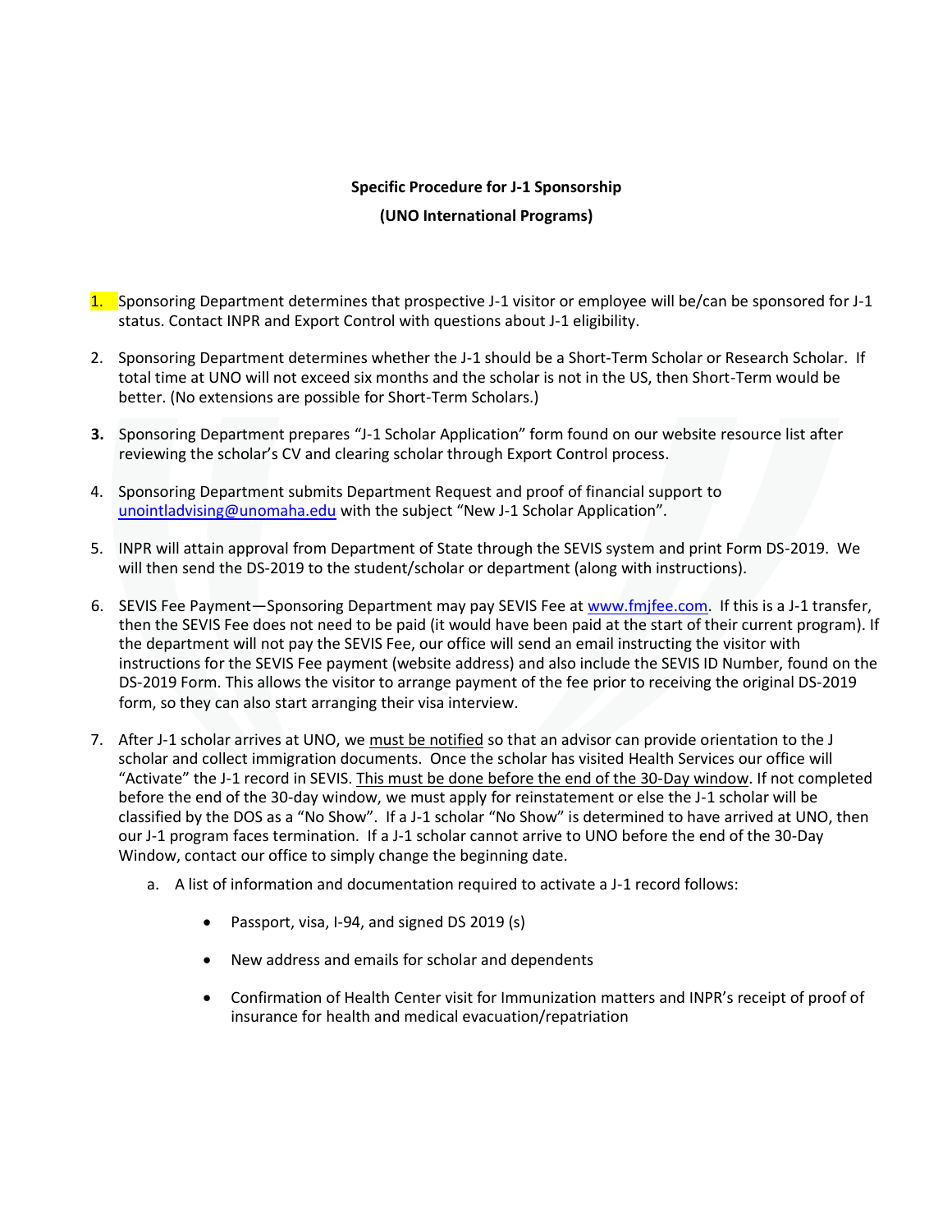**Specific Procedure for J-1 Sponsorship**

**(UNO International Programs)**

1. Sponsoring Department determines that prospective J-1 visitor or employee will be/can be sponsored for J-1 status. Contact INPR and Export Control with questions about J-1 eligibility.

2. Sponsoring Department determines whether the J-1 should be a Short-Term Scholar or Research Scholar. If total time at UNO will not exceed six months and the scholar is not in the US, then Short-Term would be better. (No extensions are possible for Short-Term Scholars.)

3. Sponsoring Department prepares "J-1 Scholar Application" form found on our website resource list after reviewing the scholar's CV and clearing scholar through Export Control process.

4. Sponsoring Department submits Department Request and proof of financial support to unointladvising@unomaha.edu with the subject "New J-1 Scholar Application".

5. INPR will attain approval from Department of State through the SEVIS system and print Form DS-2019. We will then send the DS-2019 to the student/scholar or department (along with instructions).

6. SEVIS Fee Payment—Sponsoring Department may pay SEVIS Fee at www.fmjfee.com. If this is a J-1 transfer, then the SEVIS Fee does not need to be paid (it would have been paid at the start of their current program). If the department will not pay the SEVIS Fee, our office will send an email instructing the visitor with instructions for the SEVIS Fee payment (website address) and also include the SEVIS ID Number, found on the DS-2019 Form. This allows the visitor to arrange payment of the fee prior to receiving the original DS-2019 form, so they can also start arranging their visa interview.

7. After J-1 scholar arrives at UNO, we must be notified so that an advisor can provide orientation to the J scholar and collect immigration documents. Once the scholar has visited Health Services our office will "Activate" the J-1 record in SEVIS. This must be done before the end of the 30-Day window. If not completed before the end of the 30-day window, we must apply for reinstatement or else the J-1 scholar will be classified by the DOS as a "No Show". If a J-1 scholar "No Show" is determined to have arrived at UNO, then our J-1 program faces termination. If a J-1 scholar cannot arrive to UNO before the end of the 30-Day Window, contact our office to simply change the beginning date.

    a. A list of information and documentation required to activate a J-1 record follows:

        - Passport, visa, I-94, and signed DS 2019 (s)
        - New address and emails for scholar and dependents
        - Confirmation of Health Center visit for Immunization matters and INPR's receipt of proof of insurance for health and medical evacuation/repatriation